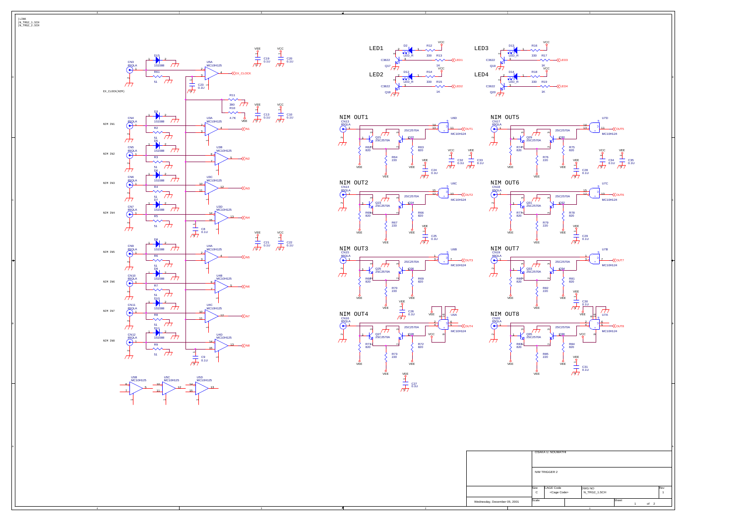|LINK
|N_TRG2_1.SCH
|N_TRG2_2.SCH

EX_CLOCK(NIM)

NIM IN1

NIM IN2

NIM IN3

NIM IN4

NIM IN5

NIM IN6

NIM IN7

NIM IN8

LED1

LED2

LED3

LED4

NIM OUT1

NIM OUT2

NIM OUT3

NIM OUT4

NIM OUT5

NIM OUT6

NIM OUT7

NIM OUT8

| | |
|---|---|
| OSAKA U. NOUMATHI | |
| NIM TRIGGER 2 | |
| Size C | CAGE Code <Cage Code> | DWG NO. N_TRG2_1.SCH | Rev 1 |
| Wednesday, December 05, 2001 | Scale | Sheet 1 of 2 |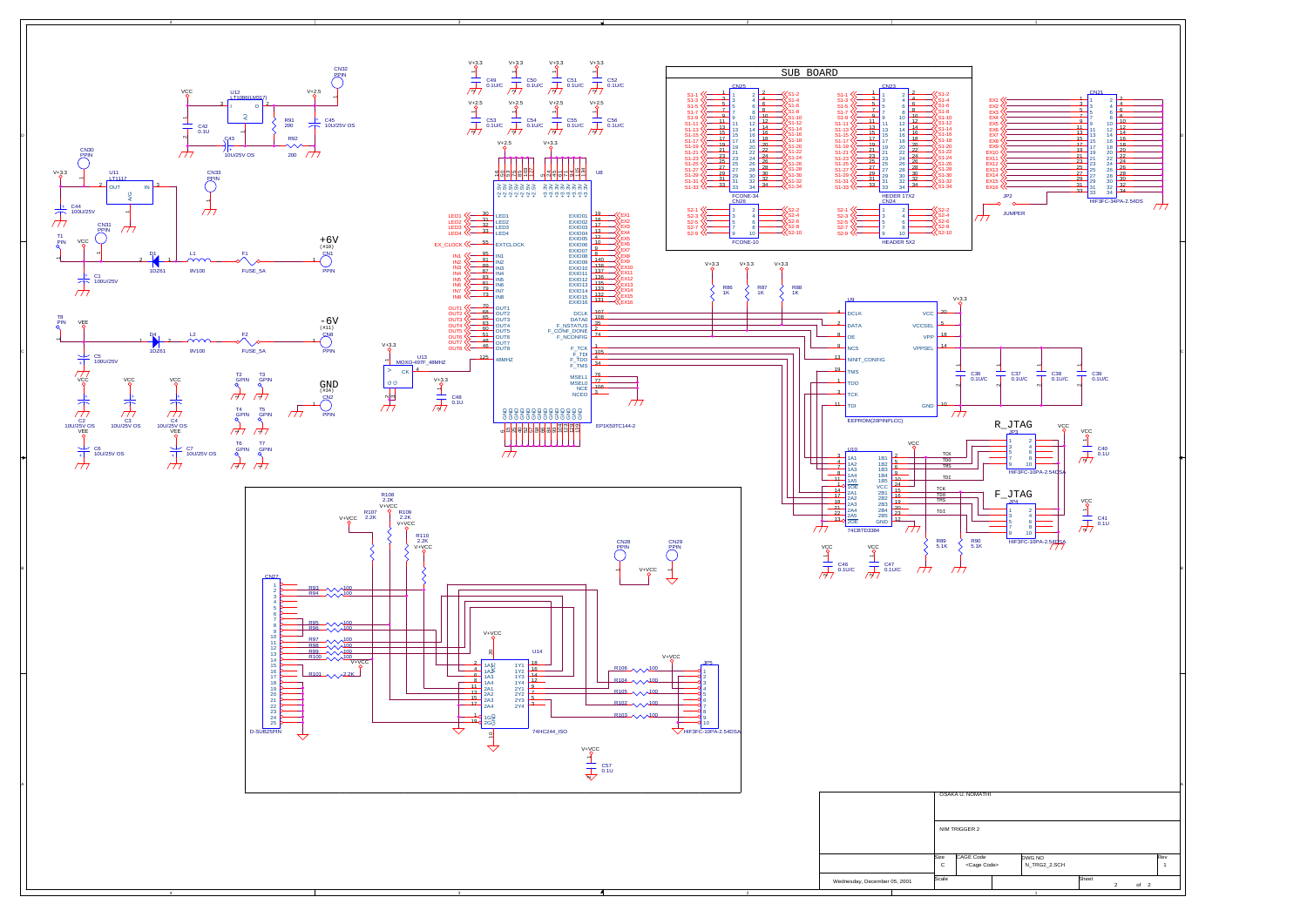SUB BOARD

+6V
(#10)

-6V
(#11)

GND
(#34)

R_JTAG

F_JTAG

| | | |
|---|---|---|
| OSAKA U. NOMATHI | | |
| NIM TRIGGER 2 | | |
| Size: C | CAGE Code: <Cage Code> | DWG NO: N_TRG2_2.SCH | Rev: 1 |
| Wednesday, December 05, 2001 | Scale | Sheet 2 of 2 |